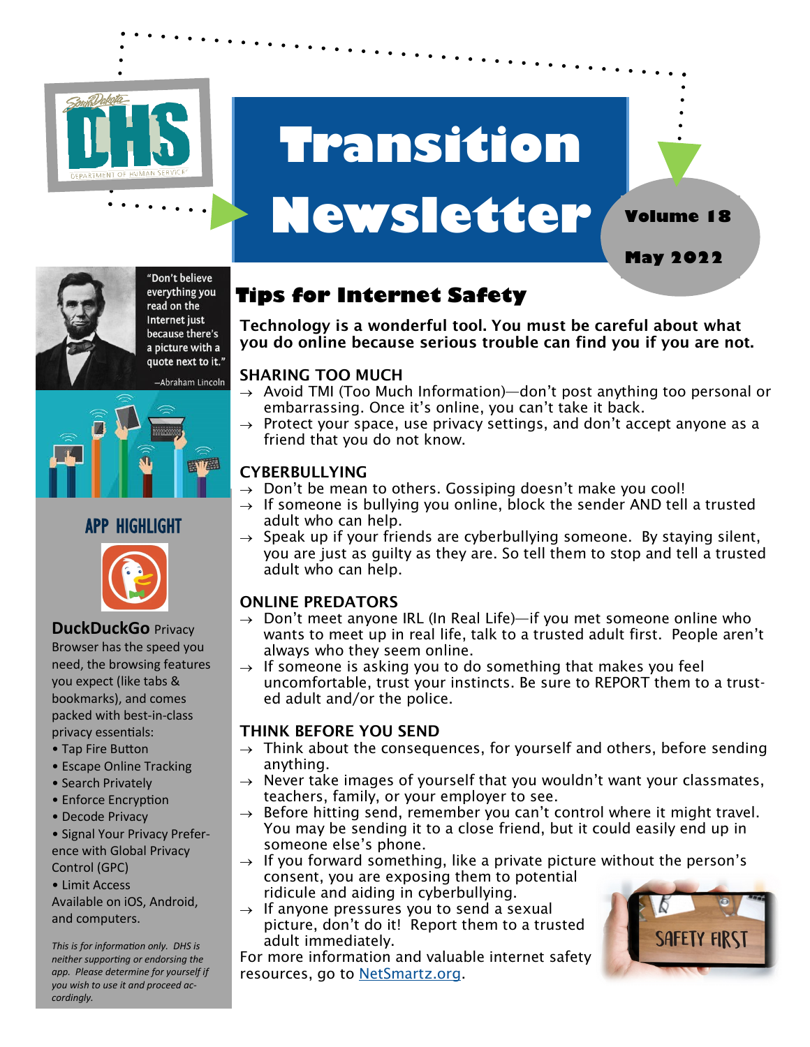# Transition Newsletter

**Volume 18**

**May 2022**

"Don't believe everything you read on the Internet just because there's a picture with a quote next to it."

—Abraham Lincoln

## APP HIGHLIGHT

**DuckDuckGo** Privacy Browser has the speed you need, the browsing features you expect (like tabs & bookmarks), and comes packed with best-in-class privacy essentials:

- Tap Fire Button
- Escape Online Tracking
- Search Privately
- Enforce Encryption
- Decode Privacy
- Signal Your Privacy Preference with Global Privacy Control (GPC)
- Limit Access

Available on iOS, Android, and computers.

*This is for information only. DHS is neither supporting or endorsing the app. Please determine for yourself if you wish to use it and proceed accordingly.*

## Tips for Internet Safety

**Technology is a wonderful tool. You must be careful about what you do online because serious trouble can find you if you are not.**

### SHARING TOO MUCH

- → Avoid TMI (Too Much Information)—don't post anything too personal or embarrassing. Once it's online, you can't take it back.
- → Protect your space, use privacy settings, and don't accept anyone as a friend that you do not know.

### CYBERBULLYING

- → Don't be mean to others. Gossiping doesn't make you cool!
- → If someone is bullying you online, block the sender AND tell a trusted adult who can help.
- → Speak up if your friends are cyberbullying someone. By staying silent, you are just as guilty as they are. So tell them to stop and tell a trusted adult who can help.

### ONLINE PREDATORS

- → Don't meet anyone IRL (In Real Life)—if you met someone online who wants to meet up in real life, talk to a trusted adult first. People aren't always who they seem online.
- → If someone is asking you to do something that makes you feel uncomfortable, trust your instincts. Be sure to REPORT them to a trusted adult and/or the police.

### THINK BEFORE YOU SEND

- → Think about the consequences, for yourself and others, before sending anything.
- → Never take images of yourself that you wouldn't want your classmates, teachers, family, or your employer to see.
- → Before hitting send, remember you can't control where it might travel. You may be sending it to a close friend, but it could easily end up in someone else's phone.
- → If you forward something, like a private picture without the person's consent, you are exposing them to potential ridicule and aiding in cyberbullying.
- → If anyone pressures you to send a sexual picture, don't do it! Report them to a trusted adult immediately.

For more information and valuable internet safety resources, go to [NetSmartz.org](NetSmartz.org).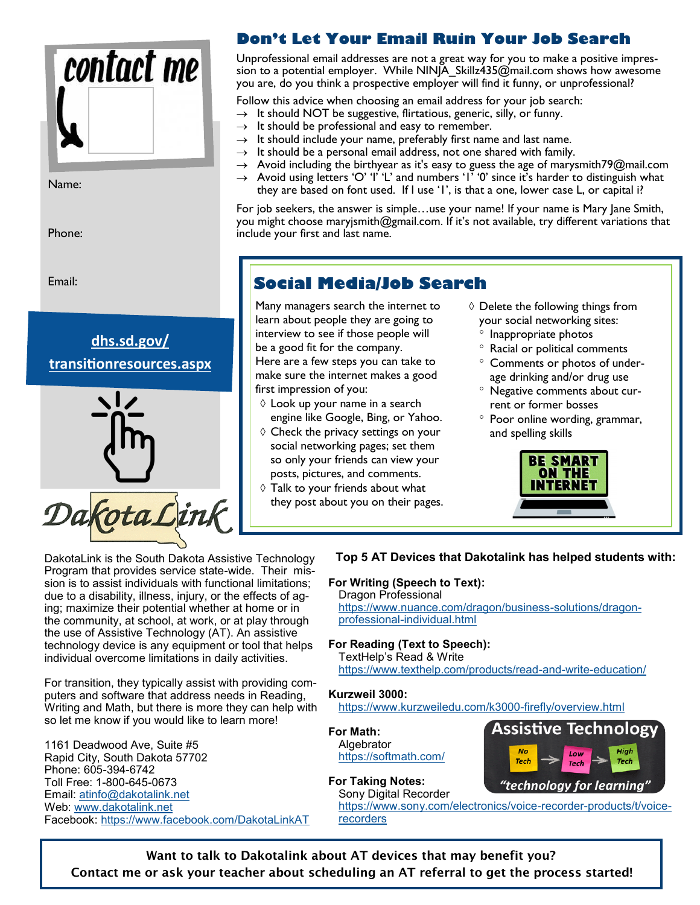contact me

Name:

Phone:

Email:

**dhs.sd.gov/transitionresources.aspx**

## Don't Let Your Email Ruin Your Job Search

Unprofessional email addresses are not a great way for you to make a positive impression to a potential employer. While NINJA_Skillz435@mail.com shows how awesome you are, do you think a prospective employer will find it funny, or unprofessional?

Follow this advice when choosing an email address for your job search:

- → It should NOT be suggestive, flirtatious, generic, silly, or funny.
- → It should be professional and easy to remember.
- → It should include your name, preferably first name and last name.
- → It should be a personal email address, not one shared with family.
- → Avoid including the birthyear as it's easy to guess the age of marysmith79@mail.com
- → Avoid using letters 'O' 'l' 'L' and numbers '1' '0' since it's harder to distinguish what they are based on font used. If I use 'l', is that a one, lower case L, or capital i?

For job seekers, the answer is simple…use your name! If your name is Mary Jane Smith, you might choose maryjsmith@gmail.com. If it's not available, try different variations that include your first and last name.

## Social Media/Job Search

Many managers search the internet to learn about people they are going to interview to see if those people will be a good fit for the company. Here are a few steps you can take to make sure the internet makes a good first impression of you:

- ◊ Look up your name in a search engine like Google, Bing, or Yahoo.
- ◊ Check the privacy settings on your social networking pages; set them so only your friends can view your posts, pictures, and comments.
- ◊ Talk to your friends about what they post about you on their pages.
- ◊ Delete the following things from your social networking sites:
  - Inappropriate photos
  - Racial or political comments
  - Comments or photos of under-age drinking and/or drug use
  - Negative comments about current or former bosses
  - Poor online wording, grammar, and spelling skills

BE SMART ON THE INTERNET

DakotaLink

DakotaLink is the South Dakota Assistive Technology Program that provides service state-wide. Their mission is to assist individuals with functional limitations; due to a disability, illness, injury, or the effects of aging; maximize their potential whether at home or in the community, at school, at work, or at play through the use of Assistive Technology (AT). An assistive technology device is any equipment or tool that helps individual overcome limitations in daily activities.

For transition, they typically assist with providing computers and software that address needs in Reading, Writing and Math, but there is more they can help with so let me know if you would like to learn more!

1161 Deadwood Ave, Suite #5
Rapid City, South Dakota 57702
Phone: 605-394-6742
Toll Free: 1-800-645-0673
Email: atinfo@dakotalink.net
Web: www.dakotalink.net
Facebook: https://www.facebook.com/DakotaLinkAT

### Top 5 AT Devices that Dakotalink has helped students with:

**For Writing (Speech to Text):**
Dragon Professional
https://www.nuance.com/dragon/business-solutions/dragon-professional-individual.html

**For Reading (Text to Speech):**
TextHelp's Read & Write
https://www.texthelp.com/products/read-and-write-education/

**Kurzweil 3000:**
https://www.kurzweiledu.com/k3000-firefly/overview.html

**For Math:**
Algebrator
https://softmath.com/

**For Taking Notes:**
Sony Digital Recorder
https://www.sony.com/electronics/voice-recorder-products/t/voice-recorders

Assistive Technology: No Tech → Low Tech → High Tech — *"technology for learning"*

**Want to talk to Dakotalink about AT devices that may benefit you?**
**Contact me or ask your teacher about scheduling an AT referral to get the process started!**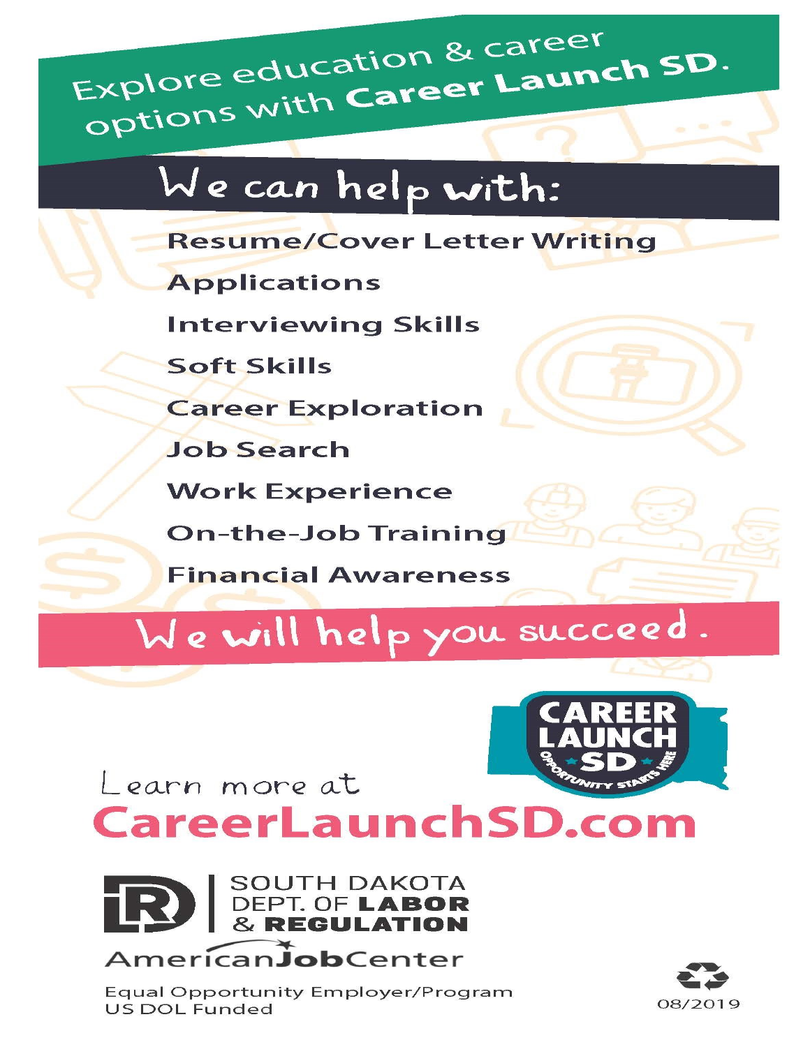# Explore education & career options with **Career Launch SD**.

## We can help with:

- Resume/Cover Letter Writing
- Applications
- Interviewing Skills
- Soft Skills
- Career Exploration
- Job Search
- Work Experience
- On-the-Job Training
- Financial Awareness

## We will help you succeed.

CAREER LAUNCH SD
OPPORTUNITY STARTS HERE

Learn more at

**CareerLaunchSD.com**

SOUTH DAKOTA DEPT. OF **LABOR** & **REGULATION**

American**Job**Center

Equal Opportunity Employer/Program
US DOL Funded

08/2019